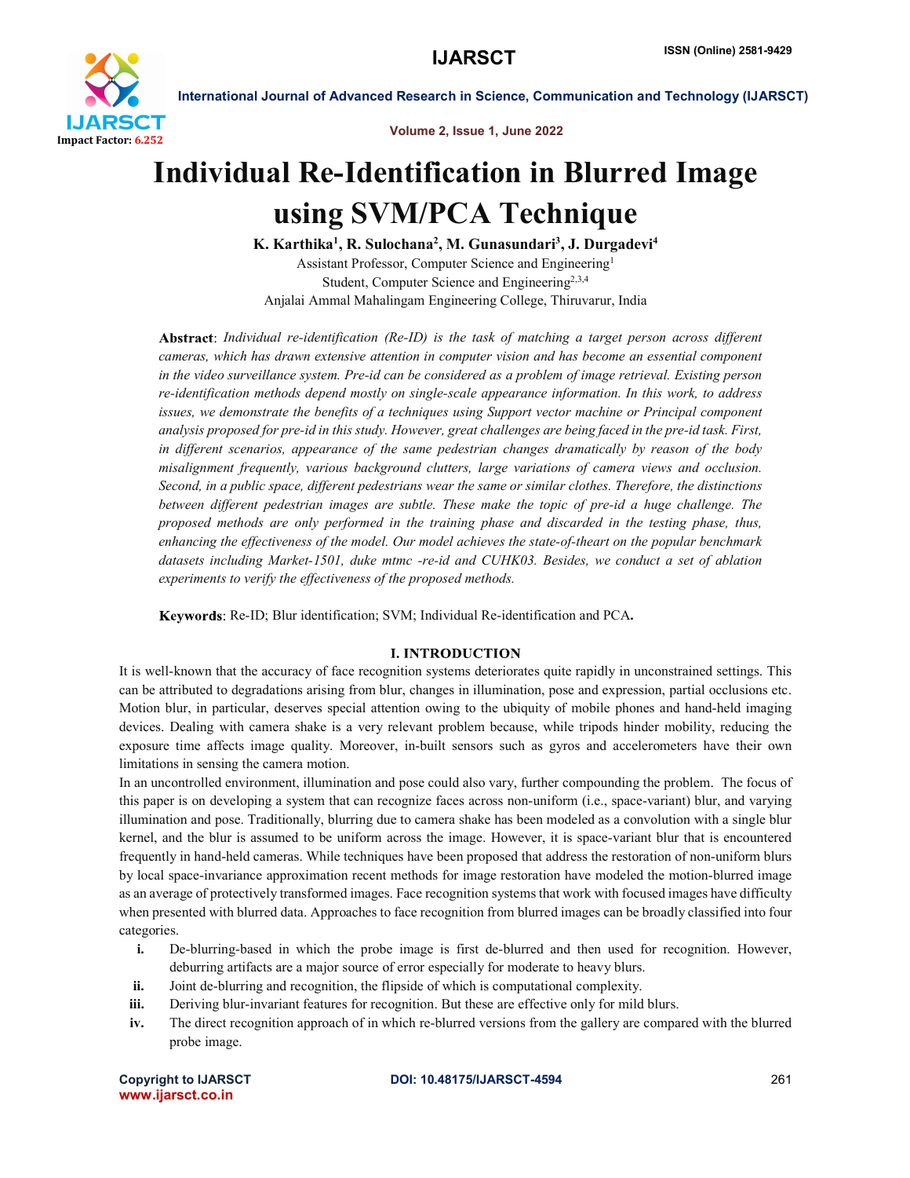# Individual Re-Identification in Blurred Image using SVM/PCA Technique

**K. Karthika[1], R. Sulochana[2], M. Gunasundari[3], J. Durgadevi[4]**

Assistant Professor, Computer Science and Engineering[1]
Student, Computer Science and Engineering[2,3,4]
Anjalai Ammal Mahalingam Engineering College, Thiruvarur, India

**Abstract**: *Individual re-identification (Re-ID) is the task of matching a target person across different cameras, which has drawn extensive attention in computer vision and has become an essential component in the video surveillance system. Pre-id can be considered as a problem of image retrieval. Existing person re-identification methods depend mostly on single-scale appearance information. In this work, to address issues, we demonstrate the benefits of a techniques using Support vector machine or Principal component analysis proposed for pre-id in this study. However, great challenges are being faced in the pre-id task. First, in different scenarios, appearance of the same pedestrian changes dramatically by reason of the body misalignment frequently, various background clutters, large variations of camera views and occlusion. Second, in a public space, different pedestrians wear the same or similar clothes. Therefore, the distinctions between different pedestrian images are subtle. These make the topic of pre-id a huge challenge. The proposed methods are only performed in the training phase and discarded in the testing phase, thus, enhancing the effectiveness of the model. Our model achieves the state-of-theart on the popular benchmark datasets including Market-1501, duke mtmc -re-id and CUHK03. Besides, we conduct a set of ablation experiments to verify the effectiveness of the proposed methods.*

**Keywords**: Re-ID; Blur identification; SVM; Individual Re-identification and PCA**.**

## I. INTRODUCTION

It is well-known that the accuracy of face recognition systems deteriorates quite rapidly in unconstrained settings. This can be attributed to degradations arising from blur, changes in illumination, pose and expression, partial occlusions etc. Motion blur, in particular, deserves special attention owing to the ubiquity of mobile phones and hand-held imaging devices. Dealing with camera shake is a very relevant problem because, while tripods hinder mobility, reducing the exposure time affects image quality. Moreover, in-built sensors such as gyros and accelerometers have their own limitations in sensing the camera motion.

In an uncontrolled environment, illumination and pose could also vary, further compounding the problem. The focus of this paper is on developing a system that can recognize faces across non-uniform (i.e., space-variant) blur, and varying illumination and pose. Traditionally, blurring due to camera shake has been modeled as a convolution with a single blur kernel, and the blur is assumed to be uniform across the image. However, it is space-variant blur that is encountered frequently in hand-held cameras. While techniques have been proposed that address the restoration of non-uniform blurs by local space-invariance approximation recent methods for image restoration have modeled the motion-blurred image as an average of protectively transformed images. Face recognition systems that work with focused images have difficulty when presented with blurred data. Approaches to face recognition from blurred images can be broadly classified into four categories.

i. De-blurring-based in which the probe image is first de-blurred and then used for recognition. However, deburring artifacts are a major source of error especially for moderate to heavy blurs.
ii. Joint de-blurring and recognition, the flipside of which is computational complexity.
iii. Deriving blur-invariant features for recognition. But these are effective only for mild blurs.
iv. The direct recognition approach of in which re-blurred versions from the gallery are compared with the blurred probe image.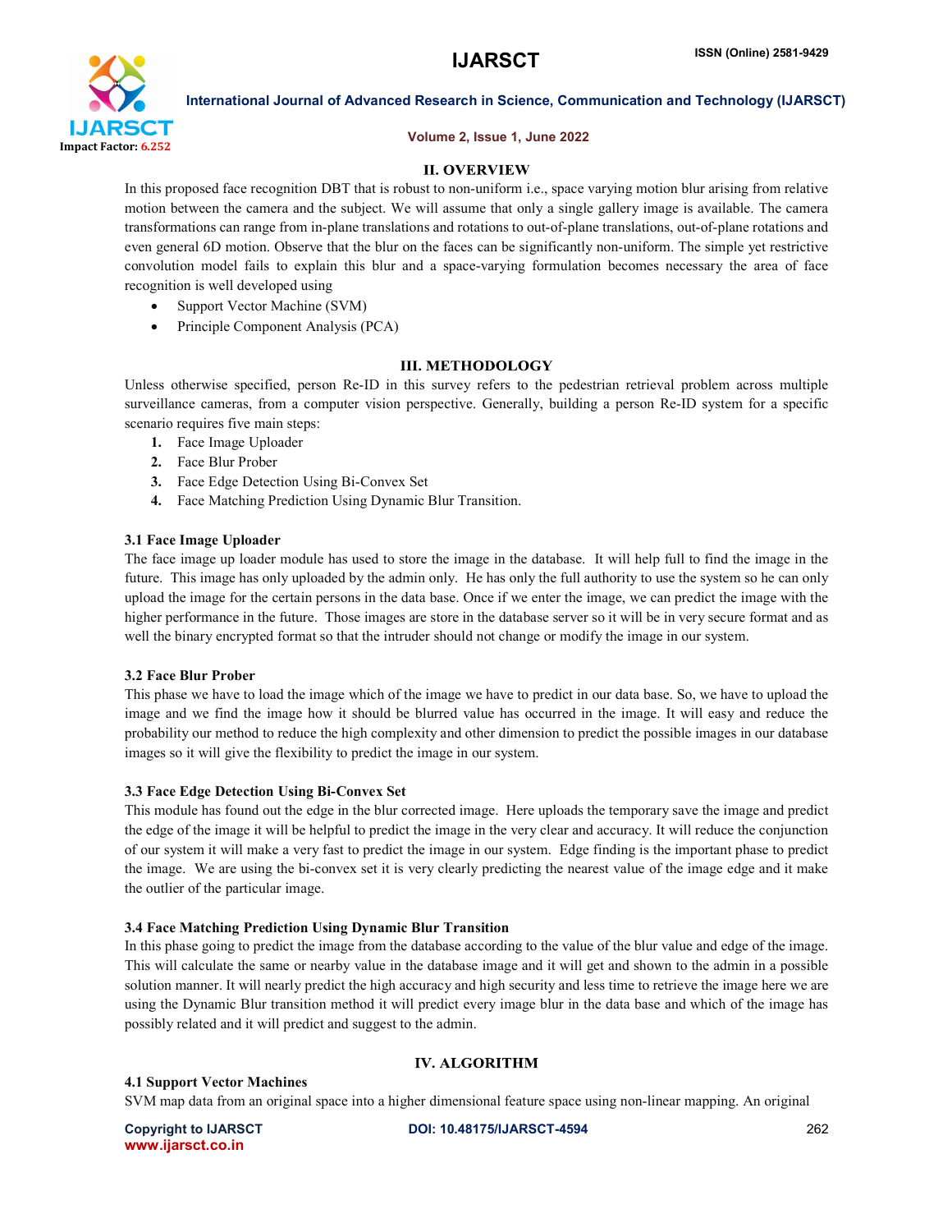## II. OVERVIEW

In this proposed face recognition DBT that is robust to non-uniform i.e., space varying motion blur arising from relative motion between the camera and the subject. We will assume that only a single gallery image is available. The camera transformations can range from in-plane translations and rotations to out-of-plane translations, out-of-plane rotations and even general 6D motion. Observe that the blur on the faces can be significantly non-uniform. The simple yet restrictive convolution model fails to explain this blur and a space-varying formulation becomes necessary the area of face recognition is well developed using

- Support Vector Machine (SVM)
- Principle Component Analysis (PCA)

## III. METHODOLOGY

Unless otherwise specified, person Re-ID in this survey refers to the pedestrian retrieval problem across multiple surveillance cameras, from a computer vision perspective. Generally, building a person Re-ID system for a specific scenario requires five main steps:

1. Face Image Uploader
2. Face Blur Prober
3. Face Edge Detection Using Bi-Convex Set
4. Face Matching Prediction Using Dynamic Blur Transition.

### 3.1 Face Image Uploader

The face image up loader module has used to store the image in the database. It will help full to find the image in the future. This image has only uploaded by the admin only. He has only the full authority to use the system so he can only upload the image for the certain persons in the data base. Once if we enter the image, we can predict the image with the higher performance in the future. Those images are store in the database server so it will be in very secure format and as well the binary encrypted format so that the intruder should not change or modify the image in our system.

### 3.2 Face Blur Prober

This phase we have to load the image which of the image we have to predict in our data base. So, we have to upload the image and we find the image how it should be blurred value has occurred in the image. It will easy and reduce the probability our method to reduce the high complexity and other dimension to predict the possible images in our database images so it will give the flexibility to predict the image in our system.

### 3.3 Face Edge Detection Using Bi-Convex Set

This module has found out the edge in the blur corrected image. Here uploads the temporary save the image and predict the edge of the image it will be helpful to predict the image in the very clear and accuracy. It will reduce the conjunction of our system it will make a very fast to predict the image in our system. Edge finding is the important phase to predict the image. We are using the bi-convex set it is very clearly predicting the nearest value of the image edge and it make the outlier of the particular image.

### 3.4 Face Matching Prediction Using Dynamic Blur Transition

In this phase going to predict the image from the database according to the value of the blur value and edge of the image. This will calculate the same or nearby value in the database image and it will get and shown to the admin in a possible solution manner. It will nearly predict the high accuracy and high security and less time to retrieve the image here we are using the Dynamic Blur transition method it will predict every image blur in the data base and which of the image has possibly related and it will predict and suggest to the admin.

## IV. ALGORITHM

### 4.1 Support Vector Machines

SVM map data from an original space into a higher dimensional feature space using non-linear mapping. An original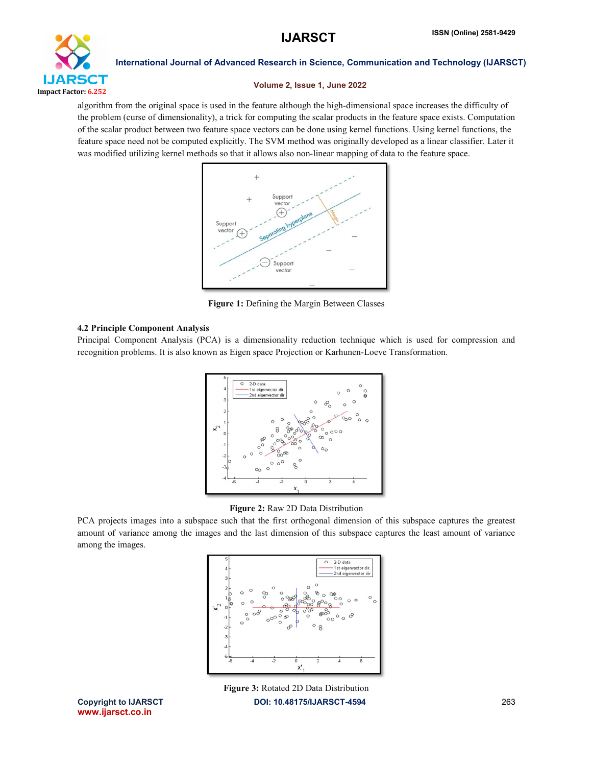algorithm from the original space is used in the feature although the high-dimensional space increases the difficulty of the problem (curse of dimensionality), a trick for computing the scalar products in the feature space exists. Computation of the scalar product between two feature space vectors can be done using kernel functions. Using kernel functions, the feature space need not be computed explicitly. The SVM method was originally developed as a linear classifier. Later it was modified utilizing kernel methods so that it allows also non-linear mapping of data to the feature space.

**Figure 1:** Defining the Margin Between Classes

### 4.2 Principle Component Analysis

Principal Component Analysis (PCA) is a dimensionality reduction technique which is used for compression and recognition problems. It is also known as Eigen space Projection or Karhunen-Loeve Transformation.

**Figure 2:** Raw 2D Data Distribution

PCA projects images into a subspace such that the first orthogonal dimension of this subspace captures the greatest amount of variance among the images and the last dimension of this subspace captures the least amount of variance among the images.

**Figure 3:** Rotated 2D Data Distribution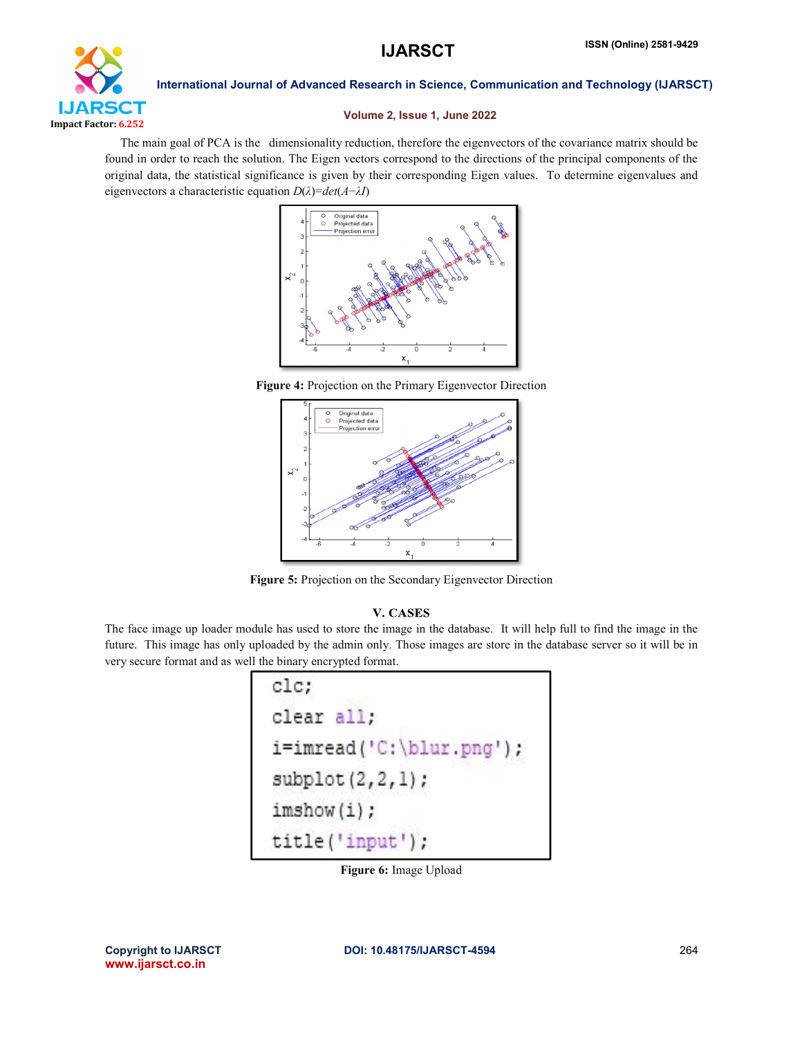The main goal of PCA is the dimensionality reduction, therefore the eigenvectors of the covariance matrix should be found in order to reach the solution. The Eigen vectors correspond to the directions of the principal components of the original data, the statistical significance is given by their corresponding Eigen values. To determine eigenvalues and eigenvectors a characteristic equation $D(\lambda)=det(A-\lambda I)$

**Figure 4:** Projection on the Primary Eigenvector Direction

**Figure 5:** Projection on the Secondary Eigenvector Direction

## V. CASES

The face image up loader module has used to store the image in the database. It will help full to find the image in the future. This image has only uploaded by the admin only. Those images are store in the database server so it will be in very secure format and as well the binary encrypted format.

```
clc;
clear all;
i=imread('C:\blur.png');
subplot(2,2,1);
imshow(i);
title('input');
```

**Figure 6:** Image Upload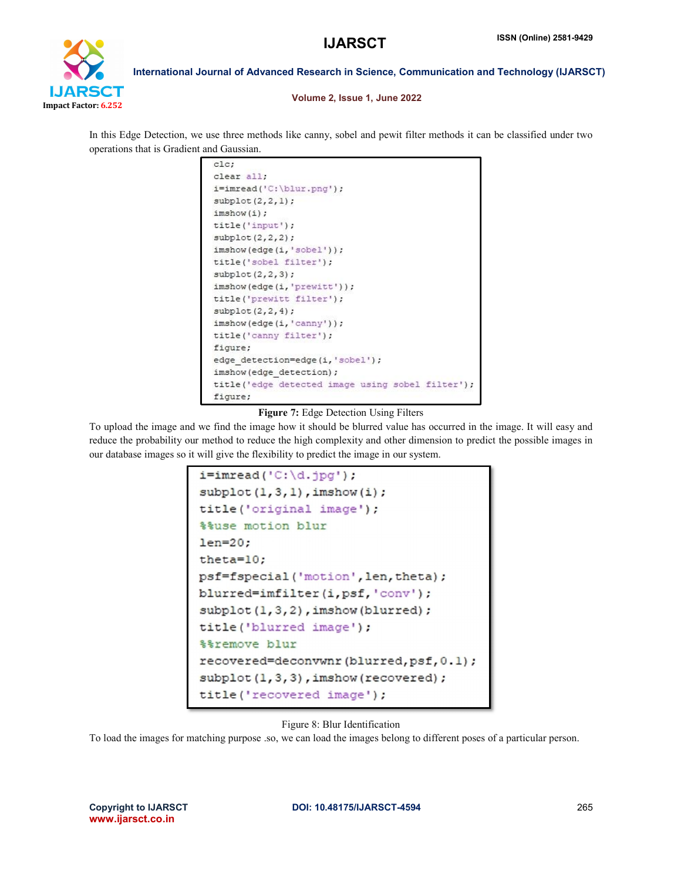In this Edge Detection, we use three methods like canny, sobel and pewit filter methods it can be classified under two operations that is Gradient and Gaussian.

```
clc;
clear all;
i=imread('C:\blur.png');
subplot(2,2,1);
imshow(i);
title('input');
subplot(2,2,2);
imshow(edge(i,'sobel'));
title('sobel filter');
subplot(2,2,3);
imshow(edge(i,'prewitt'));
title('prewitt filter');
subplot(2,2,4);
imshow(edge(i,'canny'));
title('canny filter');
figure;
edge_detection=edge(i,'sobel');
imshow(edge_detection);
title('edge detected image using sobel filter');
figure;
```

**Figure 7:** Edge Detection Using Filters

To upload the image and we find the image how it should be blurred value has occurred in the image. It will easy and reduce the probability our method to reduce the high complexity and other dimension to predict the possible images in our database images so it will give the flexibility to predict the image in our system.

```
i=imread('C:\d.jpg');
subplot(1,3,1),imshow(i);
title('original image');
%%use motion blur
len=20;
theta=10;
psf=fspecial('motion',len,theta);
blurred=imfilter(i,psf,'conv');
subplot(1,3,2),imshow(blurred);
title('blurred image');
%%remove blur
recovered=deconvwnr(blurred,psf,0.1);
subplot(1,3,3),imshow(recovered);
title('recovered image');
```

Figure 8: Blur Identification

To load the images for matching purpose .so, we can load the images belong to different poses of a particular person.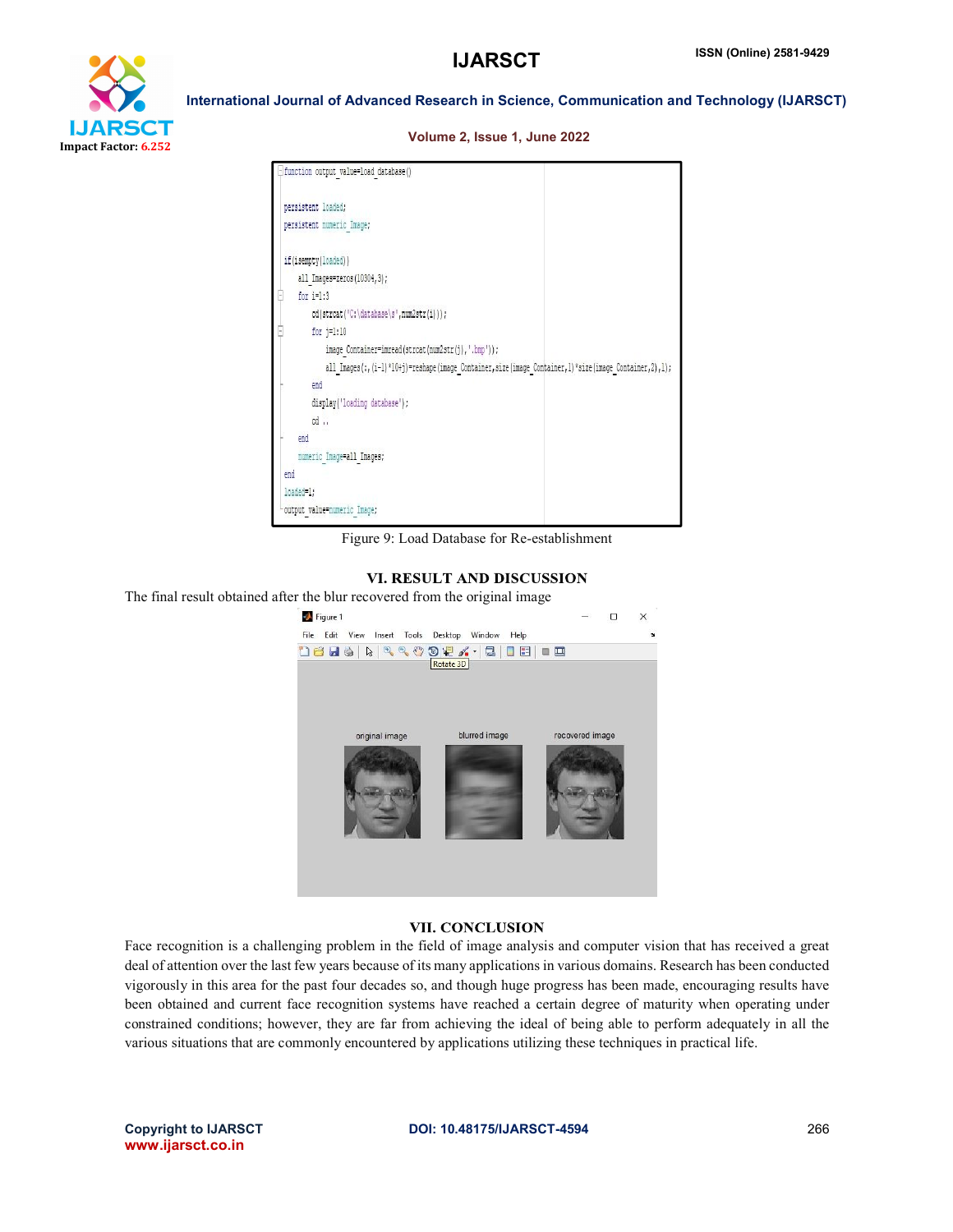```
function output_value=load_database()

persistent loaded;
persistent numeric_Image;

if(isempty(loaded))
    all_Images=zeros(10304,3);
    for i=1:3
        cd(strcat('C:\database\s',num2str(i)));
        for j=1:10
            image_Container=imread(strcat(num2str(j),'.bmp'));
            all_Images(:,(i-1)*10+j)=reshape(image_Container,size(image_Container,1)*size(image_Container,2),1);
        end
        display('loading database');
        cd ..
    end
    numeric_Image=all_Images;
end
loaded=1;
output_value=numeric_Image;
```

Figure 9: Load Database for Re-establishment

## VI. RESULT AND DISCUSSION

The final result obtained after the blur recovered from the original image

## VII. CONCLUSION

Face recognition is a challenging problem in the field of image analysis and computer vision that has received a great deal of attention over the last few years because of its many applications in various domains. Research has been conducted vigorously in this area for the past four decades so, and though huge progress has been made, encouraging results have been obtained and current face recognition systems have reached a certain degree of maturity when operating under constrained conditions; however, they are far from achieving the ideal of being able to perform adequately in all the various situations that are commonly encountered by applications utilizing these techniques in practical life.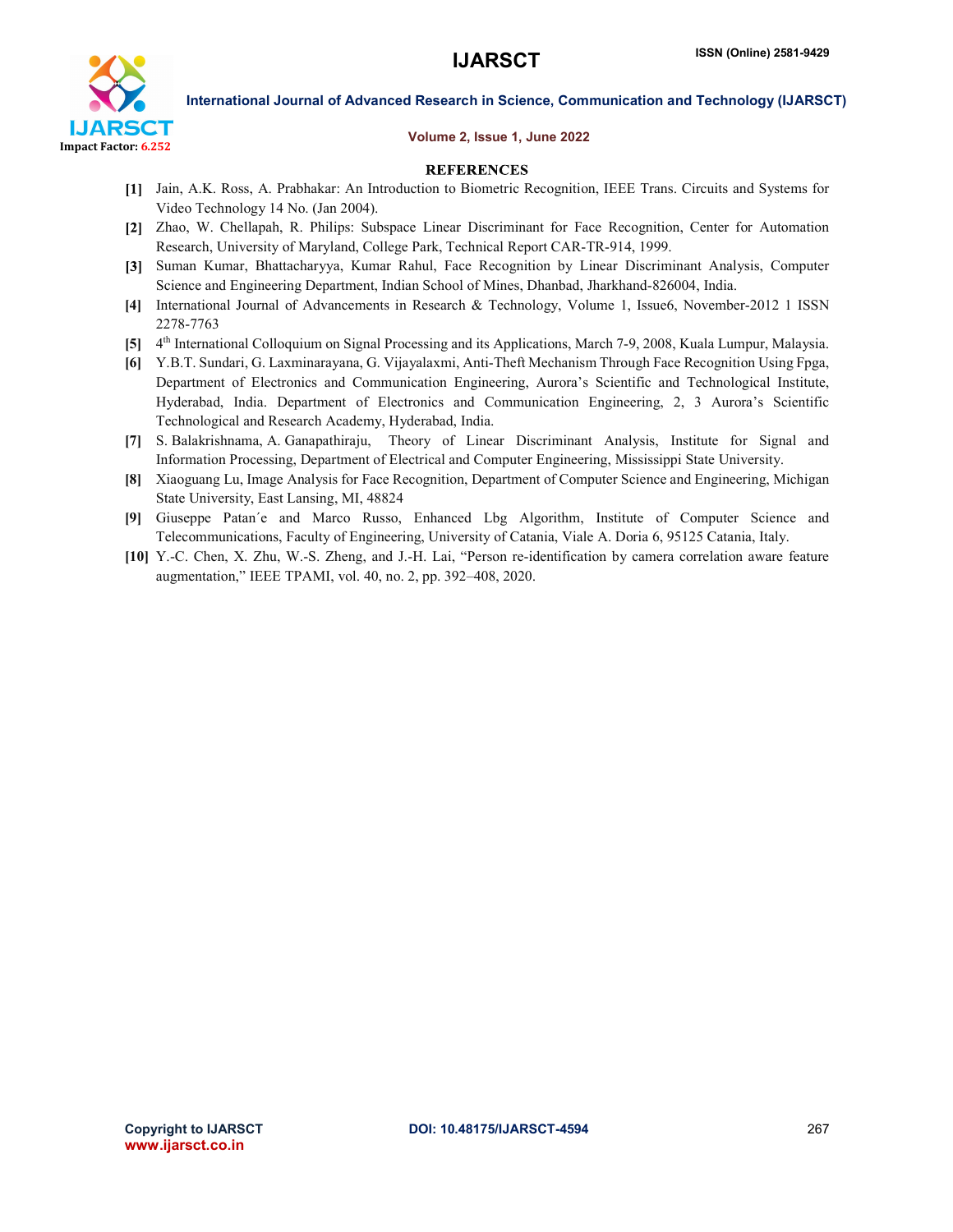## REFERENCES

[1] Jain, A.K. Ross, A. Prabhakar: An Introduction to Biometric Recognition, IEEE Trans. Circuits and Systems for Video Technology 14 No. (Jan 2004).

[2] Zhao, W. Chellapah, R. Philips: Subspace Linear Discriminant for Face Recognition, Center for Automation Research, University of Maryland, College Park, Technical Report CAR-TR-914, 1999.

[3] Suman Kumar, Bhattacharyya, Kumar Rahul, Face Recognition by Linear Discriminant Analysis, Computer Science and Engineering Department, Indian School of Mines, Dhanbad, Jharkhand-826004, India.

[4] International Journal of Advancements in Research & Technology, Volume 1, Issue6, November-2012 1 ISSN 2278-7763

[5] 4th International Colloquium on Signal Processing and its Applications, March 7-9, 2008, Kuala Lumpur, Malaysia.

[6] Y.B.T. Sundari, G. Laxminarayana, G. Vijayalaxmi, Anti-Theft Mechanism Through Face Recognition Using Fpga, Department of Electronics and Communication Engineering, Aurora's Scientific and Technological Institute, Hyderabad, India. Department of Electronics and Communication Engineering, 2, 3 Aurora's Scientific Technological and Research Academy, Hyderabad, India.

[7] S. Balakrishnama, A. Ganapathiraju, Theory of Linear Discriminant Analysis, Institute for Signal and Information Processing, Department of Electrical and Computer Engineering, Mississippi State University.

[8] Xiaoguang Lu, Image Analysis for Face Recognition, Department of Computer Science and Engineering, Michigan State University, East Lansing, MI, 48824

[9] Giuseppe Patan´e and Marco Russo, Enhanced Lbg Algorithm, Institute of Computer Science and Telecommunications, Faculty of Engineering, University of Catania, Viale A. Doria 6, 95125 Catania, Italy.

[10] Y.-C. Chen, X. Zhu, W.-S. Zheng, and J.-H. Lai, "Person re-identification by camera correlation aware feature augmentation," IEEE TPAMI, vol. 40, no. 2, pp. 392–408, 2020.